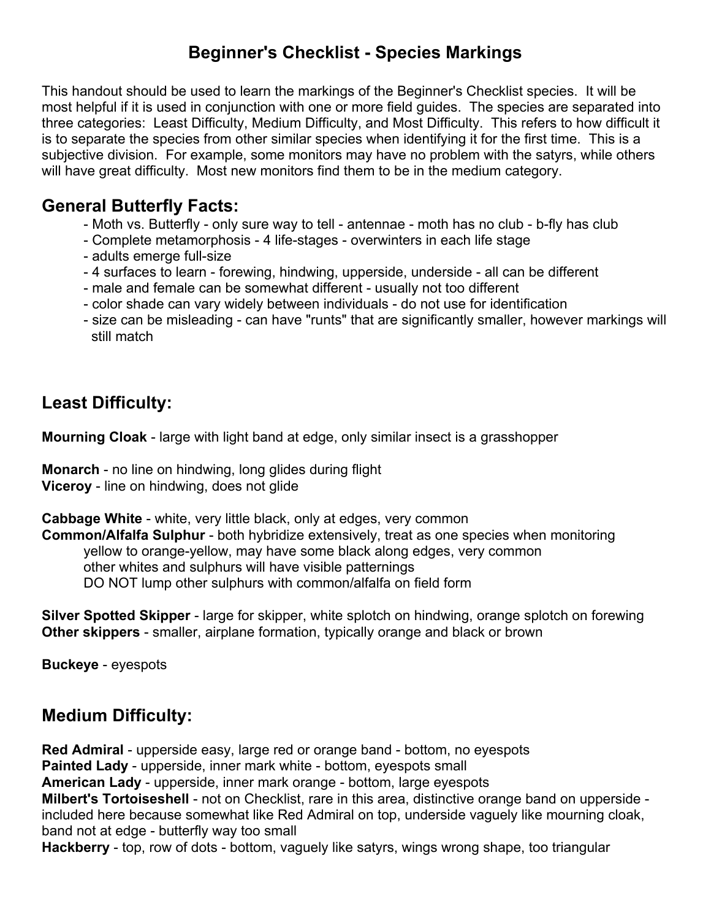# Beginner's Checklist - Species Markings

This handout should be used to learn the markings of the Beginner's Checklist species. It will be most helpful if it is used in conjunction with one or more field guides. The species are separated into three categories: Least Difficulty, Medium Difficulty, and Most Difficulty. This refers to how difficult it is to separate the species from other similar species when identifying it for the first time. This is a subjective division. For example, some monitors may have no problem with the satyrs, while others will have great difficulty. Most new monitors find them to be in the medium category.

## General Butterfly Facts:

- Moth vs. Butterfly - only sure way to tell - antennae - moth has no club - b-fly has club
- Complete metamorphosis - 4 life-stages - overwinters in each life stage
- adults emerge full-size
- 4 surfaces to learn - forewing, hindwing, upperside, underside - all can be different
- male and female can be somewhat different - usually not too different
- color shade can vary widely between individuals - do not use for identification
- size can be misleading - can have "runts" that are significantly smaller, however markings will still match

## Least Difficulty:

**Mourning Cloak** - large with light band at edge, only similar insect is a grasshopper

**Monarch** - no line on hindwing, long glides during flight
**Viceroy** - line on hindwing, does not glide

**Cabbage White** - white, very little black, only at edges, very common
**Common/Alfalfa Sulphur** - both hybridize extensively, treat as one species when monitoring
  yellow to orange-yellow, may have some black along edges, very common
  other whites and sulphurs will have visible patternings
  DO NOT lump other sulphurs with common/alfalfa on field form

**Silver Spotted Skipper** - large for skipper, white splotch on hindwing, orange splotch on forewing
**Other skippers** - smaller, airplane formation, typically orange and black or brown

**Buckeye** - eyespots

## Medium Difficulty:

**Red Admiral** - upperside easy, large red or orange band - bottom, no eyespots
**Painted Lady** - upperside, inner mark white - bottom, eyespots small
**American Lady** - upperside, inner mark orange - bottom, large eyespots
**Milbert's Tortoiseshell** - not on Checklist, rare in this area, distinctive orange band on upperside - included here because somewhat like Red Admiral on top, underside vaguely like mourning cloak, band not at edge - butterfly way too small
**Hackberry** - top, row of dots - bottom, vaguely like satyrs, wings wrong shape, too triangular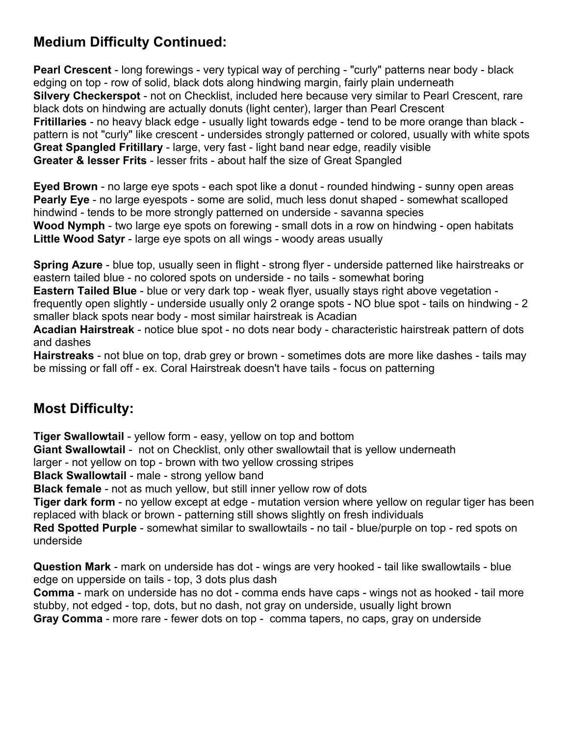## Medium Difficulty Continued:

**Pearl Crescent** - long forewings - very typical way of perching - "curly" patterns near body - black edging on top - row of solid, black dots along hindwing margin, fairly plain underneath
**Silvery Checkerspot** - not on Checklist, included here because very similar to Pearl Crescent, rare black dots on hindwing are actually donuts (light center), larger than Pearl Crescent
**Fritillaries** - no heavy black edge - usually light towards edge - tend to be more orange than black - pattern is not "curly" like crescent - undersides strongly patterned or colored, usually with white spots
**Great Spangled Fritillary** - large, very fast - light band near edge, readily visible
**Greater & lesser Frits** - lesser frits - about half the size of Great Spangled

**Eyed Brown** - no large eye spots - each spot like a donut - rounded hindwing - sunny open areas
**Pearly Eye** - no large eyespots - some are solid, much less donut shaped - somewhat scalloped hindwind - tends to be more strongly patterned on underside - savanna species
**Wood Nymph** - two large eye spots on forewing - small dots in a row on hindwing - open habitats
**Little Wood Satyr** - large eye spots on all wings - woody areas usually

**Spring Azure** - blue top, usually seen in flight - strong flyer - underside patterned like hairstreaks or eastern tailed blue - no colored spots on underside - no tails - somewhat boring
**Eastern Tailed Blue** - blue or very dark top - weak flyer, usually stays right above vegetation - frequently open slightly - underside usually only 2 orange spots - NO blue spot - tails on hindwing - 2 smaller black spots near body - most similar hairstreak is Acadian
**Acadian Hairstreak** - notice blue spot - no dots near body - characteristic hairstreak pattern of dots and dashes
**Hairstreaks** - not blue on top, drab grey or brown - sometimes dots are more like dashes - tails may be missing or fall off - ex. Coral Hairstreak doesn't have tails - focus on patterning

## Most Difficulty:

**Tiger Swallowtail** - yellow form - easy, yellow on top and bottom
**Giant Swallowtail** - not on Checklist, only other swallowtail that is yellow underneath larger - not yellow on top - brown with two yellow crossing stripes
**Black Swallowtail** - male - strong yellow band
**Black female** - not as much yellow, but still inner yellow row of dots
**Tiger dark form** - no yellow except at edge - mutation version where yellow on regular tiger has been replaced with black or brown - patterning still shows slightly on fresh individuals
**Red Spotted Purple** - somewhat similar to swallowtails - no tail - blue/purple on top - red spots on underside

**Question Mark** - mark on underside has dot - wings are very hooked - tail like swallowtails - blue edge on upperside on tails - top, 3 dots plus dash
**Comma** - mark on underside has no dot - comma ends have caps - wings not as hooked - tail more stubby, not edged - top, dots, but no dash, not gray on underside, usually light brown
**Gray Comma** - more rare - fewer dots on top - comma tapers, no caps, gray on underside